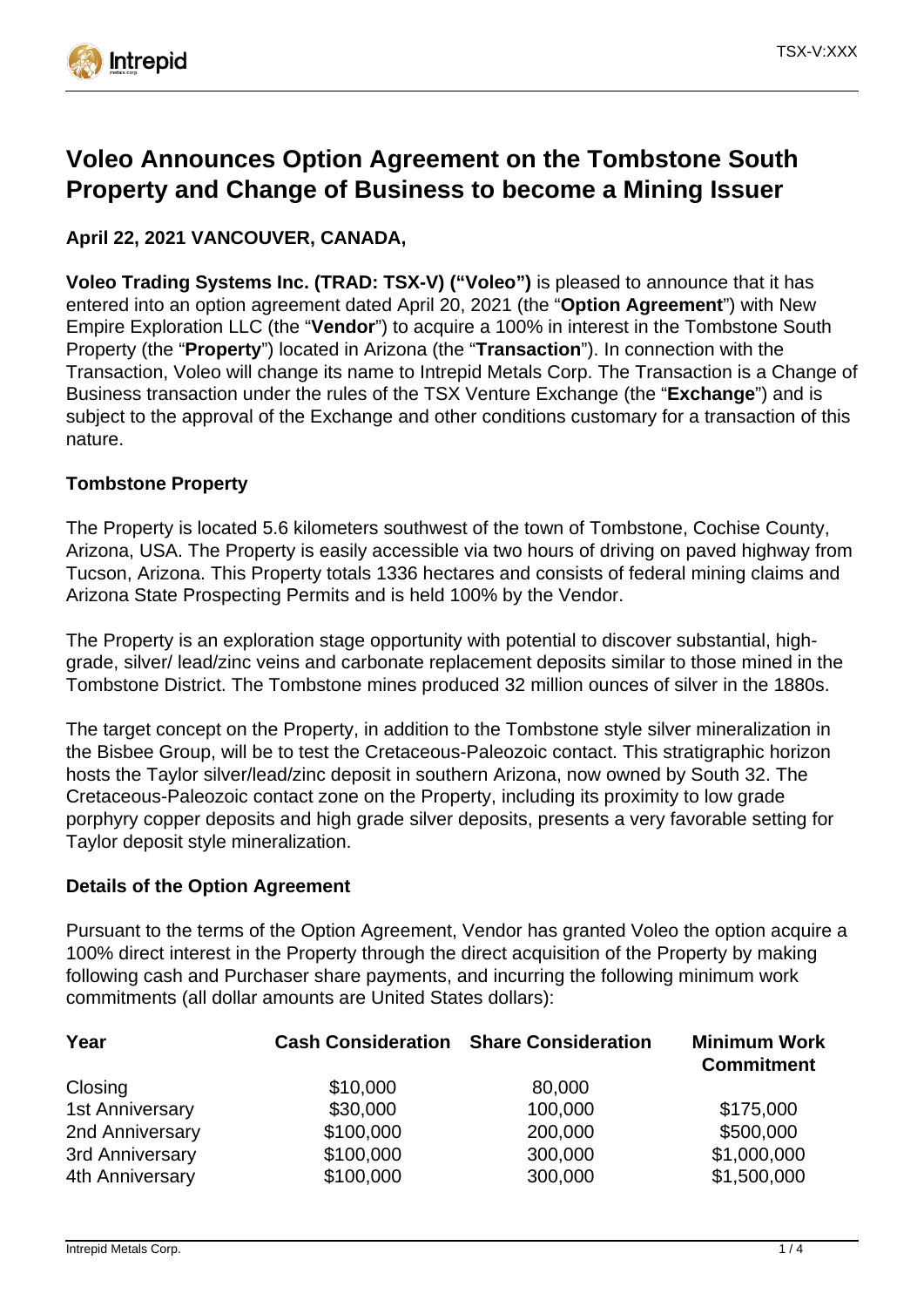# Voleo Announces Option Agreement on the Tombstone South Property and Change of Business to become a Mining Issuer

**April 22, 2021 VANCOUVER, CANADA,**

**Voleo Trading Systems Inc. (TRAD: TSX-V) ("Voleo")** is pleased to announce that it has entered into an option agreement dated April 20, 2021 (the "**Option Agreement**") with New Empire Exploration LLC (the "**Vendor**") to acquire a 100% in interest in the Tombstone South Property (the "**Property**") located in Arizona (the "**Transaction**"). In connection with the Transaction, Voleo will change its name to Intrepid Metals Corp. The Transaction is a Change of Business transaction under the rules of the TSX Venture Exchange (the "**Exchange**") and is subject to the approval of the Exchange and other conditions customary for a transaction of this nature.

### Tombstone Property

The Property is located 5.6 kilometers southwest of the town of Tombstone, Cochise County, Arizona, USA. The Property is easily accessible via two hours of driving on paved highway from Tucson, Arizona. This Property totals 1336 hectares and consists of federal mining claims and Arizona State Prospecting Permits and is held 100% by the Vendor.

The Property is an exploration stage opportunity with potential to discover substantial, high-grade, silver/ lead/zinc veins and carbonate replacement deposits similar to those mined in the Tombstone District. The Tombstone mines produced 32 million ounces of silver in the 1880s.

The target concept on the Property, in addition to the Tombstone style silver mineralization in the Bisbee Group, will be to test the Cretaceous-Paleozoic contact. This stratigraphic horizon hosts the Taylor silver/lead/zinc deposit in southern Arizona, now owned by South 32. The Cretaceous-Paleozoic contact zone on the Property, including its proximity to low grade porphyry copper deposits and high grade silver deposits, presents a very favorable setting for Taylor deposit style mineralization.

### Details of the Option Agreement

Pursuant to the terms of the Option Agreement, Vendor has granted Voleo the option acquire a 100% direct interest in the Property through the direct acquisition of the Property by making following cash and Purchaser share payments, and incurring the following minimum work commitments (all dollar amounts are United States dollars):

| Year | Cash Consideration | Share Consideration | Minimum Work Commitment |
|---|---|---|---|
| Closing | $10,000 | 80,000 | |
| 1st Anniversary | $30,000 | 100,000 | $175,000 |
| 2nd Anniversary | $100,000 | 200,000 | $500,000 |
| 3rd Anniversary | $100,000 | 300,000 | $1,000,000 |
| 4th Anniversary | $100,000 | 300,000 | $1,500,000 |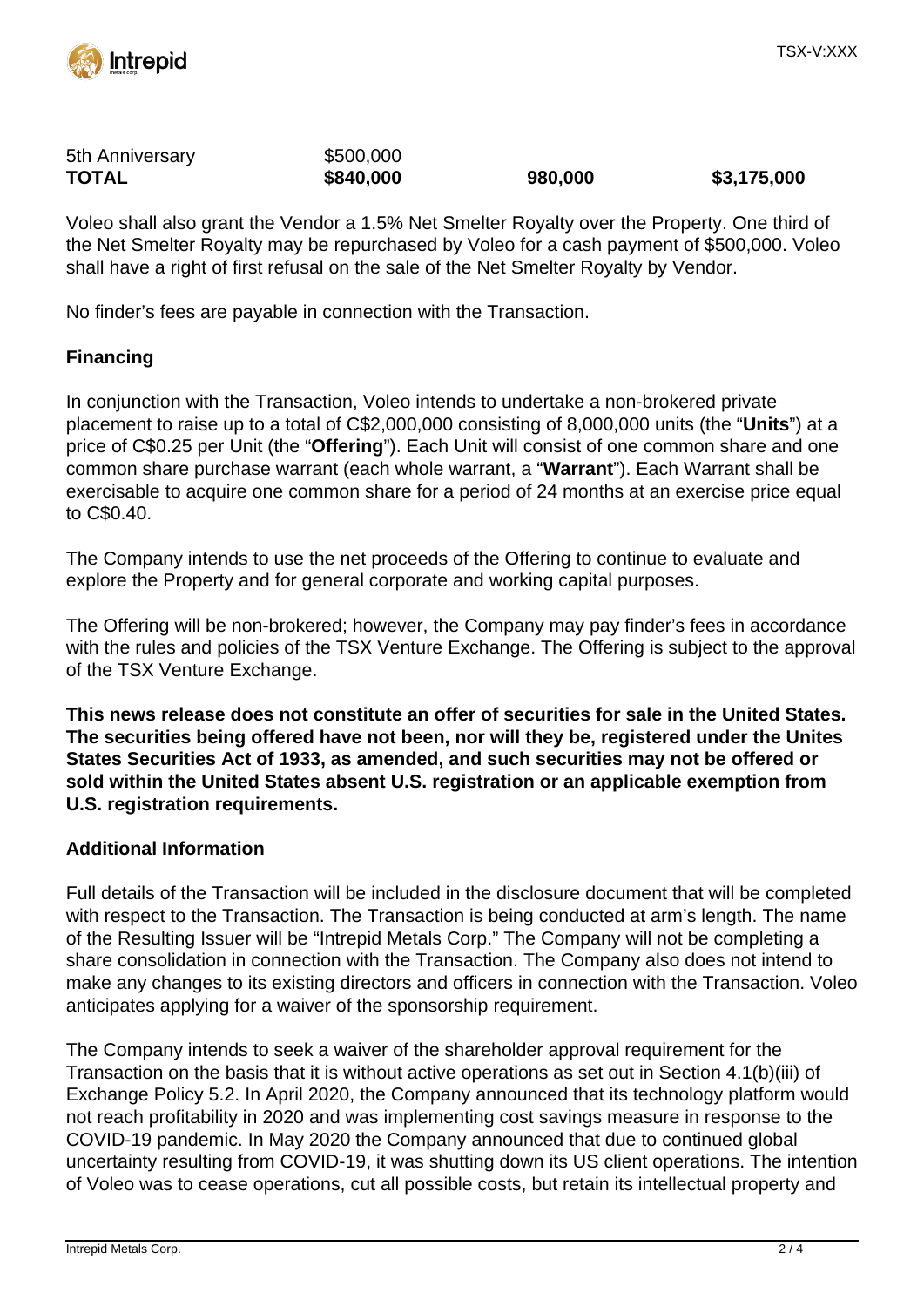| | | | |
|---|---|---|---|
| 5th Anniversary | \$500,000 | | |
| **TOTAL** | **\$840,000** | **980,000** | **\$3,175,000** |

Voleo shall also grant the Vendor a 1.5% Net Smelter Royalty over the Property. One third of the Net Smelter Royalty may be repurchased by Voleo for a cash payment of \$500,000. Voleo shall have a right of first refusal on the sale of the Net Smelter Royalty by Vendor.

No finder's fees are payable in connection with the Transaction.

**Financing**

In conjunction with the Transaction, Voleo intends to undertake a non-brokered private placement to raise up to a total of C\$2,000,000 consisting of 8,000,000 units (the "**Units**") at a price of C\$0.25 per Unit (the "**Offering**"). Each Unit will consist of one common share and one common share purchase warrant (each whole warrant, a "**Warrant**"). Each Warrant shall be exercisable to acquire one common share for a period of 24 months at an exercise price equal to C\$0.40.

The Company intends to use the net proceeds of the Offering to continue to evaluate and explore the Property and for general corporate and working capital purposes.

The Offering will be non-brokered; however, the Company may pay finder's fees in accordance with the rules and policies of the TSX Venture Exchange. The Offering is subject to the approval of the TSX Venture Exchange.

**This news release does not constitute an offer of securities for sale in the United States. The securities being offered have not been, nor will they be, registered under the Unites States Securities Act of 1933, as amended, and such securities may not be offered or sold within the United States absent U.S. registration or an applicable exemption from U.S. registration requirements.**

**Additional Information**

Full details of the Transaction will be included in the disclosure document that will be completed with respect to the Transaction. The Transaction is being conducted at arm's length. The name of the Resulting Issuer will be "Intrepid Metals Corp." The Company will not be completing a share consolidation in connection with the Transaction. The Company also does not intend to make any changes to its existing directors and officers in connection with the Transaction. Voleo anticipates applying for a waiver of the sponsorship requirement.

The Company intends to seek a waiver of the shareholder approval requirement for the Transaction on the basis that it is without active operations as set out in Section 4.1(b)(iii) of Exchange Policy 5.2. In April 2020, the Company announced that its technology platform would not reach profitability in 2020 and was implementing cost savings measure in response to the COVID-19 pandemic. In May 2020 the Company announced that due to continued global uncertainty resulting from COVID-19, it was shutting down its US client operations. The intention of Voleo was to cease operations, cut all possible costs, but retain its intellectual property and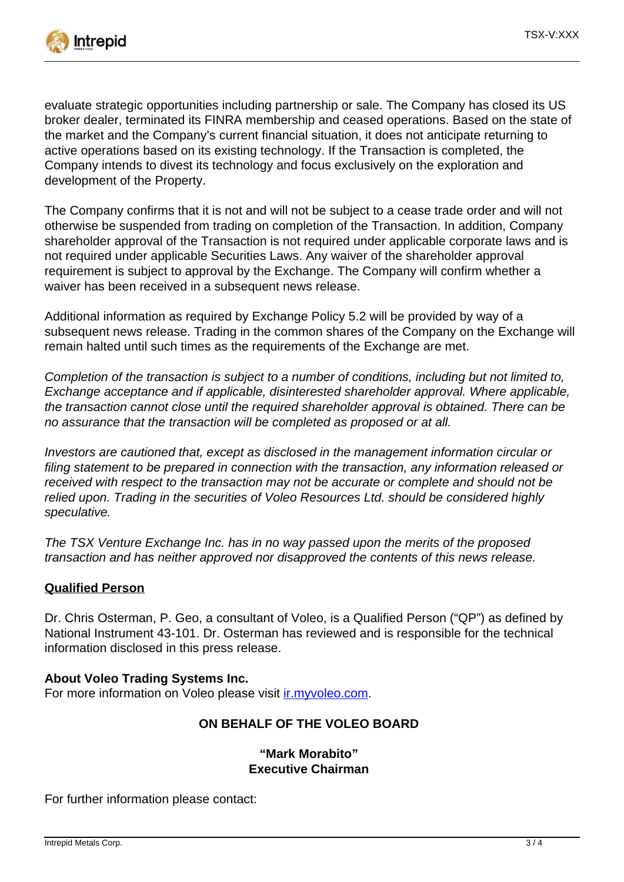evaluate strategic opportunities including partnership or sale. The Company has closed its US broker dealer, terminated its FINRA membership and ceased operations. Based on the state of the market and the Company's current financial situation, it does not anticipate returning to active operations based on its existing technology. If the Transaction is completed, the Company intends to divest its technology and focus exclusively on the exploration and development of the Property.

The Company confirms that it is not and will not be subject to a cease trade order and will not otherwise be suspended from trading on completion of the Transaction. In addition, Company shareholder approval of the Transaction is not required under applicable corporate laws and is not required under applicable Securities Laws. Any waiver of the shareholder approval requirement is subject to approval by the Exchange. The Company will confirm whether a waiver has been received in a subsequent news release.

Additional information as required by Exchange Policy 5.2 will be provided by way of a subsequent news release. Trading in the common shares of the Company on the Exchange will remain halted until such times as the requirements of the Exchange are met.

*Completion of the transaction is subject to a number of conditions, including but not limited to, Exchange acceptance and if applicable, disinterested shareholder approval. Where applicable, the transaction cannot close until the required shareholder approval is obtained. There can be no assurance that the transaction will be completed as proposed or at all.*

*Investors are cautioned that, except as disclosed in the management information circular or filing statement to be prepared in connection with the transaction, any information released or received with respect to the transaction may not be accurate or complete and should not be relied upon. Trading in the securities of Voleo Resources Ltd. should be considered highly speculative.*

*The TSX Venture Exchange Inc. has in no way passed upon the merits of the proposed transaction and has neither approved nor disapproved the contents of this news release.*

**Qualified Person**

Dr. Chris Osterman, P. Geo, a consultant of Voleo, is a Qualified Person ("QP") as defined by National Instrument 43-101. Dr. Osterman has reviewed and is responsible for the technical information disclosed in this press release.

**About Voleo Trading Systems Inc.**
For more information on Voleo please visit [ir.myvoleo.com](ir.myvoleo.com).

**ON BEHALF OF THE VOLEO BOARD**

**"Mark Morabito"**
**Executive Chairman**

For further information please contact: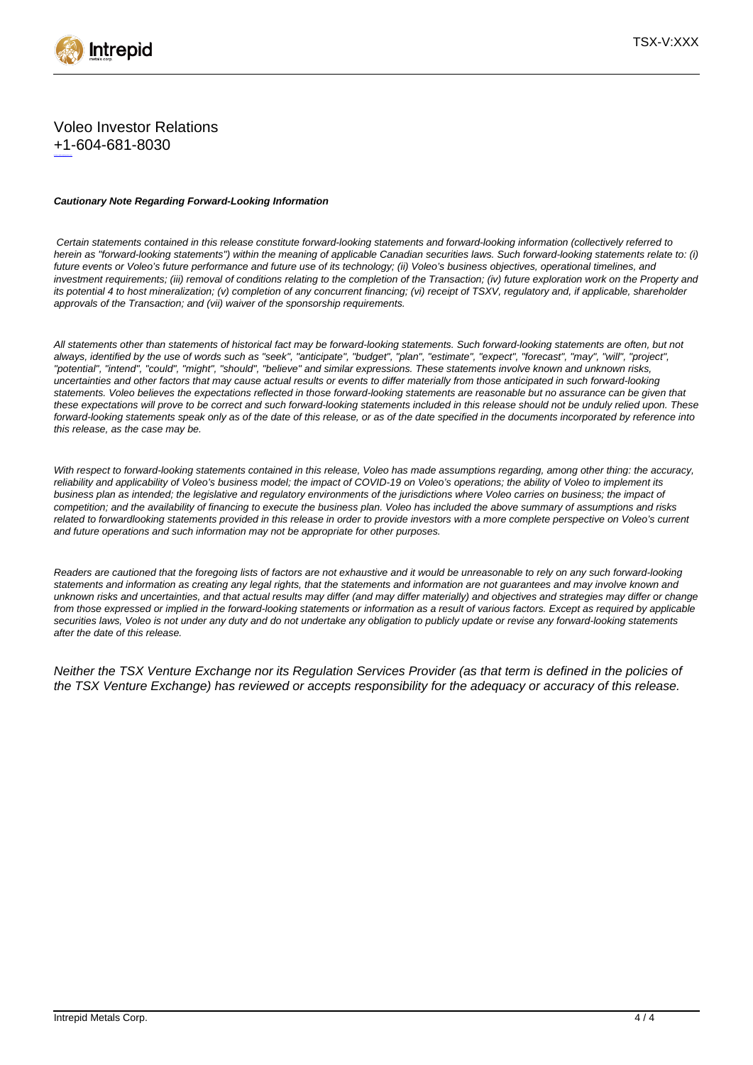Voleo Investor Relations
+1-604-681-8030

**Cautionary Note Regarding Forward-Looking Information**

*Certain statements contained in this release constitute forward-looking statements and forward-looking information (collectively referred to herein as "forward-looking statements") within the meaning of applicable Canadian securities laws. Such forward-looking statements relate to: (i) future events or Voleo's future performance and future use of its technology; (ii) Voleo's business objectives, operational timelines, and investment requirements; (iii) removal of conditions relating to the completion of the Transaction; (iv) future exploration work on the Property and its potential 4 to host mineralization; (v) completion of any concurrent financing; (vi) receipt of TSXV, regulatory and, if applicable, shareholder approvals of the Transaction; and (vii) waiver of the sponsorship requirements.*

*All statements other than statements of historical fact may be forward-looking statements. Such forward-looking statements are often, but not always, identified by the use of words such as "seek", "anticipate", "budget", "plan", "estimate", "expect", "forecast", "may", "will", "project", "potential", "intend", "could", "might", "should", "believe" and similar expressions. These statements involve known and unknown risks, uncertainties and other factors that may cause actual results or events to differ materially from those anticipated in such forward-looking statements. Voleo believes the expectations reflected in those forward-looking statements are reasonable but no assurance can be given that these expectations will prove to be correct and such forward-looking statements included in this release should not be unduly relied upon. These forward-looking statements speak only as of the date of this release, or as of the date specified in the documents incorporated by reference into this release, as the case may be.*

*With respect to forward-looking statements contained in this release, Voleo has made assumptions regarding, among other thing: the accuracy, reliability and applicability of Voleo's business model; the impact of COVID-19 on Voleo's operations; the ability of Voleo to implement its business plan as intended; the legislative and regulatory environments of the jurisdictions where Voleo carries on business; the impact of competition; and the availability of financing to execute the business plan. Voleo has included the above summary of assumptions and risks related to forwardlooking statements provided in this release in order to provide investors with a more complete perspective on Voleo's current and future operations and such information may not be appropriate for other purposes.*

*Readers are cautioned that the foregoing lists of factors are not exhaustive and it would be unreasonable to rely on any such forward-looking statements and information as creating any legal rights, that the statements and information are not guarantees and may involve known and unknown risks and uncertainties, and that actual results may differ (and may differ materially) and objectives and strategies may differ or change from those expressed or implied in the forward-looking statements or information as a result of various factors. Except as required by applicable securities laws, Voleo is not under any duty and do not undertake any obligation to publicly update or revise any forward-looking statements after the date of this release.*

*Neither the TSX Venture Exchange nor its Regulation Services Provider (as that term is defined in the policies of the TSX Venture Exchange) has reviewed or accepts responsibility for the adequacy or accuracy of this release.*